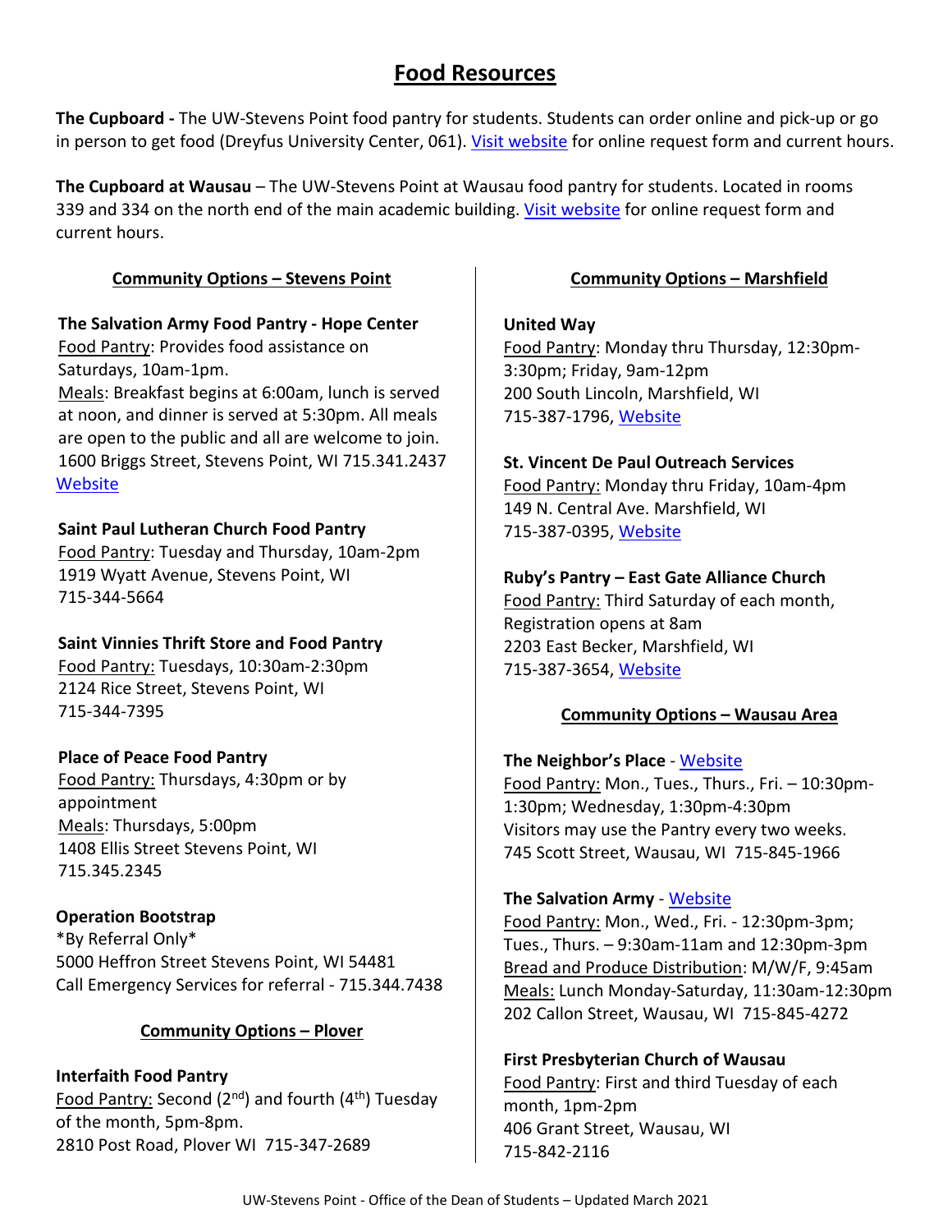# Food Resources

**The Cupboard -** The UW-Stevens Point food pantry for students. Students can order online and pick-up or go in person to get food (Dreyfus University Center, 061). Visit website for online request form and current hours.

**The Cupboard at Wausau** – The UW-Stevens Point at Wausau food pantry for students. Located in rooms 339 and 334 on the north end of the main academic building. Visit website for online request form and current hours.

## Community Options – Stevens Point

**The Salvation Army Food Pantry - Hope Center**
Food Pantry: Provides food assistance on Saturdays, 10am-1pm.
Meals: Breakfast begins at 6:00am, lunch is served at noon, and dinner is served at 5:30pm. All meals are open to the public and all are welcome to join.
1600 Briggs Street, Stevens Point, WI 715.341.2437
Website

**Saint Paul Lutheran Church Food Pantry**
Food Pantry: Tuesday and Thursday, 10am-2pm
1919 Wyatt Avenue, Stevens Point, WI
715-344-5664

**Saint Vinnies Thrift Store and Food Pantry**
Food Pantry: Tuesdays, 10:30am-2:30pm
2124 Rice Street, Stevens Point, WI
715-344-7395

**Place of Peace Food Pantry**
Food Pantry: Thursdays, 4:30pm or by appointment
Meals: Thursdays, 5:00pm
1408 Ellis Street Stevens Point, WI
715.345.2345

**Operation Bootstrap**
*By Referral Only*
5000 Heffron Street Stevens Point, WI 54481
Call Emergency Services for referral - 715.344.7438

## Community Options – Plover

**Interfaith Food Pantry**
Food Pantry: Second (2nd) and fourth (4th) Tuesday of the month, 5pm-8pm.
2810 Post Road, Plover WI 715-347-2689

## Community Options – Marshfield

**United Way**
Food Pantry: Monday thru Thursday, 12:30pm-3:30pm; Friday, 9am-12pm
200 South Lincoln, Marshfield, WI
715-387-1796, Website

**St. Vincent De Paul Outreach Services**
Food Pantry: Monday thru Friday, 10am-4pm
149 N. Central Ave. Marshfield, WI
715-387-0395, Website

**Ruby's Pantry – East Gate Alliance Church**
Food Pantry: Third Saturday of each month, Registration opens at 8am
2203 East Becker, Marshfield, WI
715-387-3654, Website

## Community Options – Wausau Area

**The Neighbor's Place** - Website
Food Pantry: Mon., Tues., Thurs., Fri. – 10:30pm-1:30pm; Wednesday, 1:30pm-4:30pm
Visitors may use the Pantry every two weeks.
745 Scott Street, Wausau, WI 715-845-1966

**The Salvation Army** - Website
Food Pantry: Mon., Wed., Fri. - 12:30pm-3pm; Tues., Thurs. – 9:30am-11am and 12:30pm-3pm
Bread and Produce Distribution: M/W/F, 9:45am
Meals: Lunch Monday-Saturday, 11:30am-12:30pm
202 Callon Street, Wausau, WI 715-845-4272

**First Presbyterian Church of Wausau**
Food Pantry: First and third Tuesday of each month, 1pm-2pm
406 Grant Street, Wausau, WI
715-842-2116

UW-Stevens Point - Office of the Dean of Students – Updated March 2021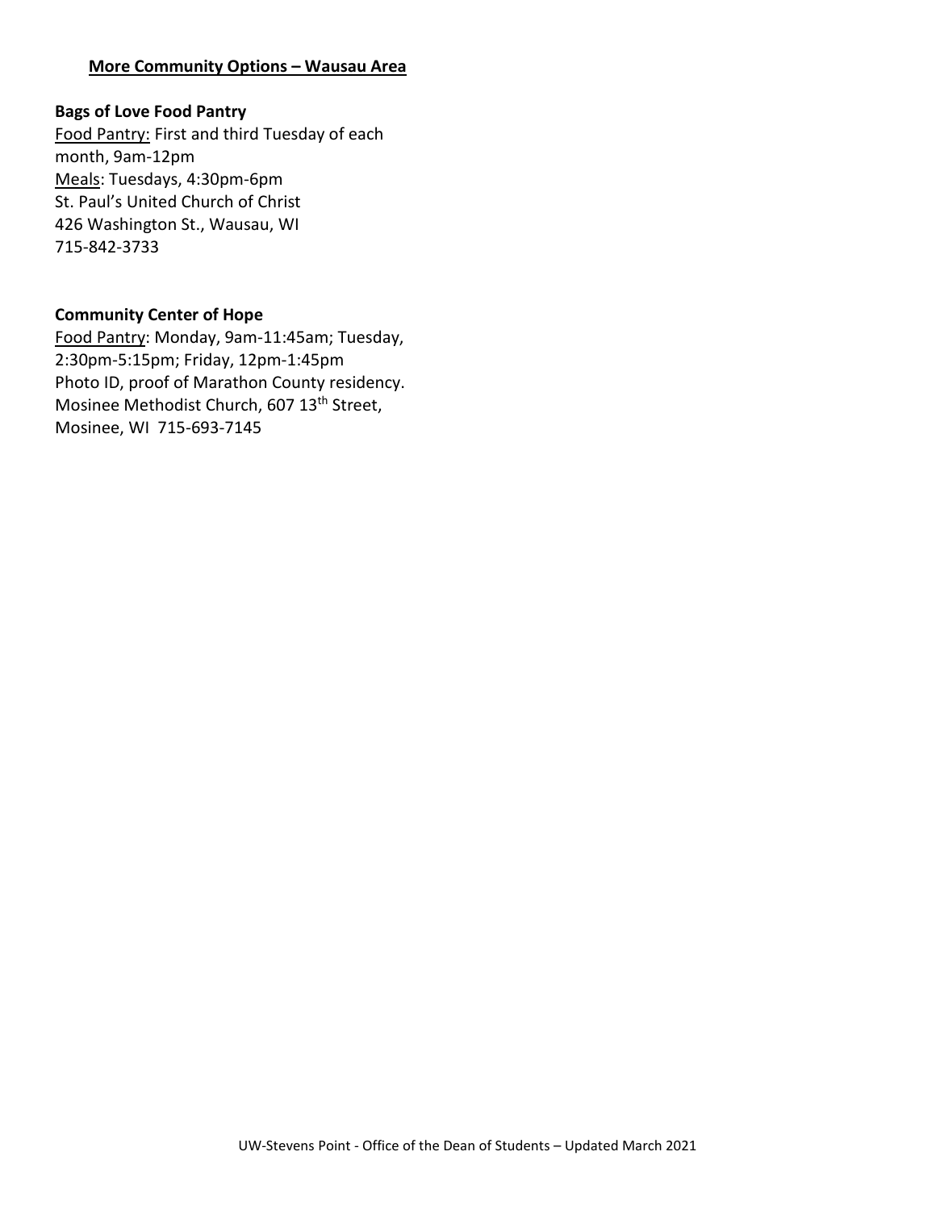## More Community Options – Wausau Area

**Bags of Love Food Pantry**
Food Pantry: First and third Tuesday of each month, 9am-12pm
Meals: Tuesdays, 4:30pm-6pm
St. Paul's United Church of Christ
426 Washington St., Wausau, WI
715-842-3733

**Community Center of Hope**
Food Pantry: Monday, 9am-11:45am; Tuesday, 2:30pm-5:15pm; Friday, 12pm-1:45pm
Photo ID, proof of Marathon County residency.
Mosinee Methodist Church, 607 13th Street, Mosinee, WI 715-693-7145